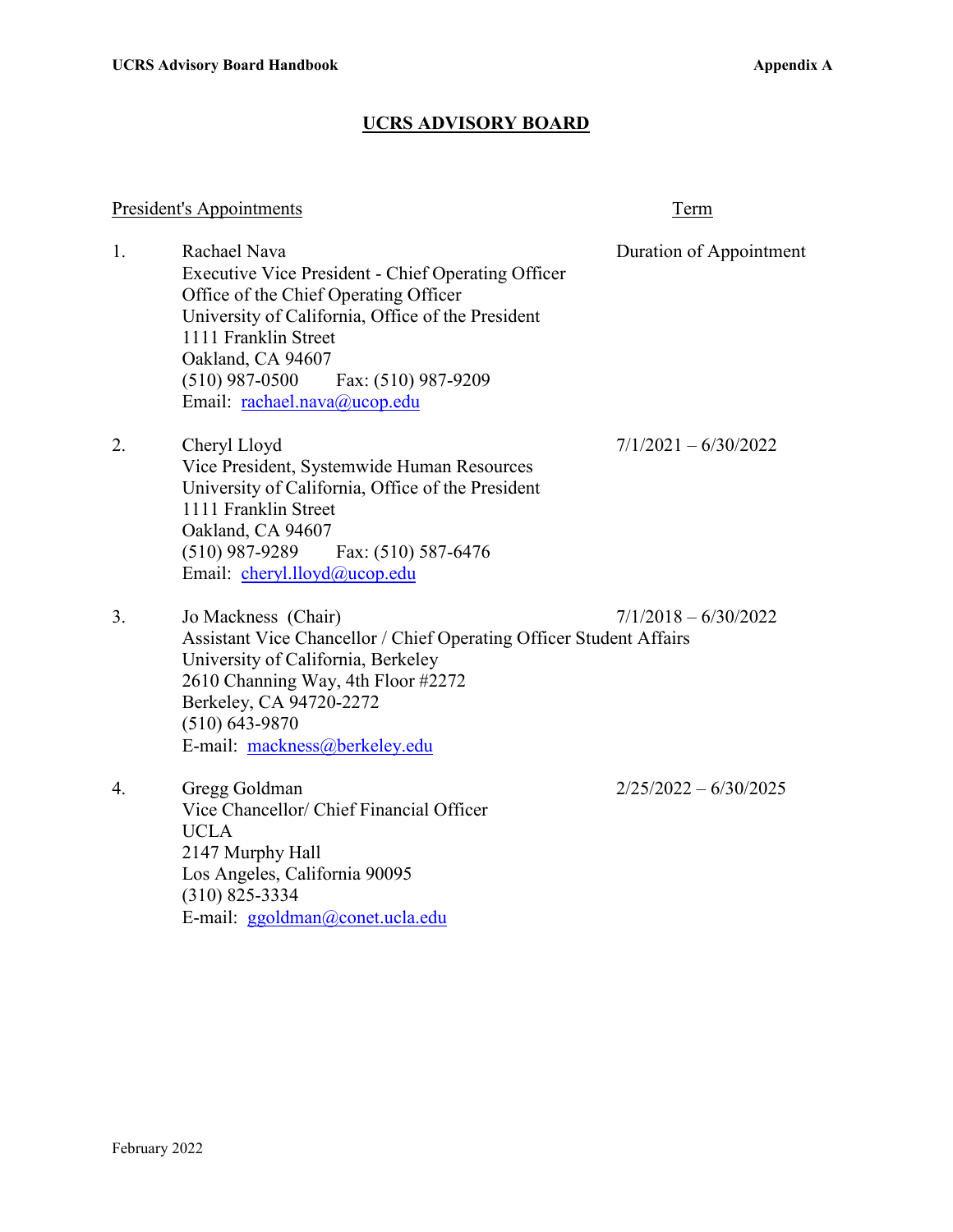## UCRS ADVISORY BOARD

| President's Appointments | | Term |
|---|---|---|
| 1. | Rachael Nava<br>Executive Vice President - Chief Operating Officer<br>Office of the Chief Operating Officer<br>University of California, Office of the President<br>1111 Franklin Street<br>Oakland, CA 94607<br>(510) 987-0500 Fax: (510) 987-9209<br>Email: rachael.nava@ucop.edu | Duration of Appointment |
| 2. | Cheryl Lloyd<br>Vice President, Systemwide Human Resources<br>University of California, Office of the President<br>1111 Franklin Street<br>Oakland, CA 94607<br>(510) 987-9289 Fax: (510) 587-6476<br>Email: cheryl.lloyd@ucop.edu | 7/1/2021 – 6/30/2022 |
| 3. | Jo Mackness (Chair)<br>Assistant Vice Chancellor / Chief Operating Officer Student Affairs<br>University of California, Berkeley<br>2610 Channing Way, 4th Floor #2272<br>Berkeley, CA 94720-2272<br>(510) 643-9870<br>E-mail: mackness@berkeley.edu | 7/1/2018 – 6/30/2022 |
| 4. | Gregg Goldman<br>Vice Chancellor/ Chief Financial Officer<br>UCLA<br>2147 Murphy Hall<br>Los Angeles, California 90095<br>(310) 825-3334<br>E-mail: ggoldman@conet.ucla.edu | 2/25/2022 – 6/30/2025 |

February 2022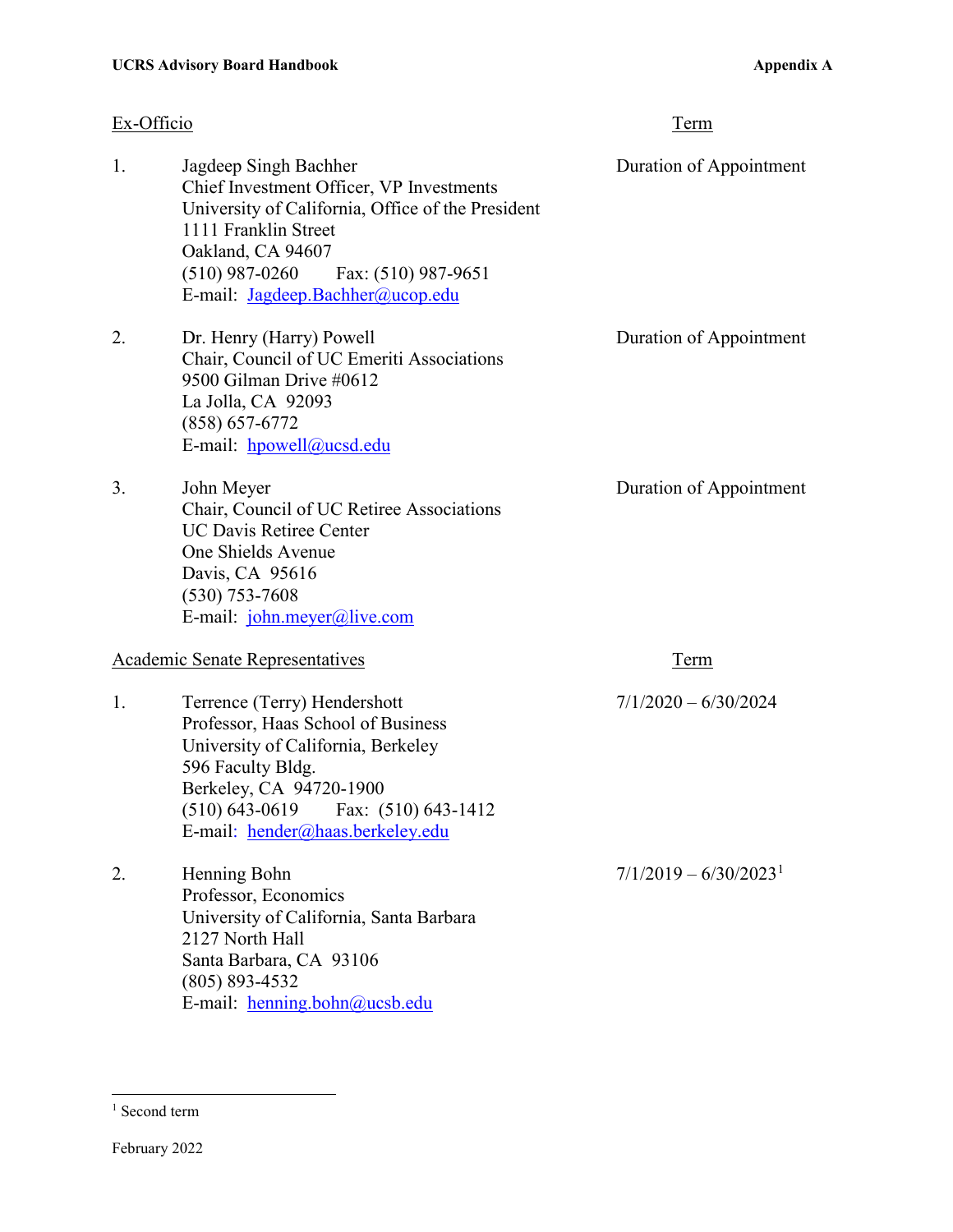| Ex-Officio | Term |
|---|---|
| 1. Jagdeep Singh Bachher<br>Chief Investment Officer, VP Investments<br>University of California, Office of the President<br>1111 Franklin Street<br>Oakland, CA 94607<br>(510) 987-0260 Fax: (510) 987-9651<br>E-mail: Jagdeep.Bachher@ucop.edu | Duration of Appointment |
| 2. Dr. Henry (Harry) Powell<br>Chair, Council of UC Emeriti Associations<br>9500 Gilman Drive #0612<br>La Jolla, CA 92093<br>(858) 657-6772<br>E-mail: hpowell@ucsd.edu | Duration of Appointment |
| 3. John Meyer<br>Chair, Council of UC Retiree Associations<br>UC Davis Retiree Center<br>One Shields Avenue<br>Davis, CA 95616<br>(530) 753-7608<br>E-mail: john.meyer@live.com | Duration of Appointment |

| Academic Senate Representatives | Term |
|---|---|
| 1. Terrence (Terry) Hendershott<br>Professor, Haas School of Business<br>University of California, Berkeley<br>596 Faculty Bldg.<br>Berkeley, CA 94720-1900<br>(510) 643-0619 Fax: (510) 643-1412<br>E-mail: hender@haas.berkeley.edu | 7/1/2020 – 6/30/2024 |
| 2. Henning Bohn<br>Professor, Economics<br>University of California, Santa Barbara<br>2127 North Hall<br>Santa Barbara, CA 93106<br>(805) 893-4532<br>E-mail: henning.bohn@ucsb.edu | 7/1/2019 – 6/30/2023[1] |

[1] Second term

February 2022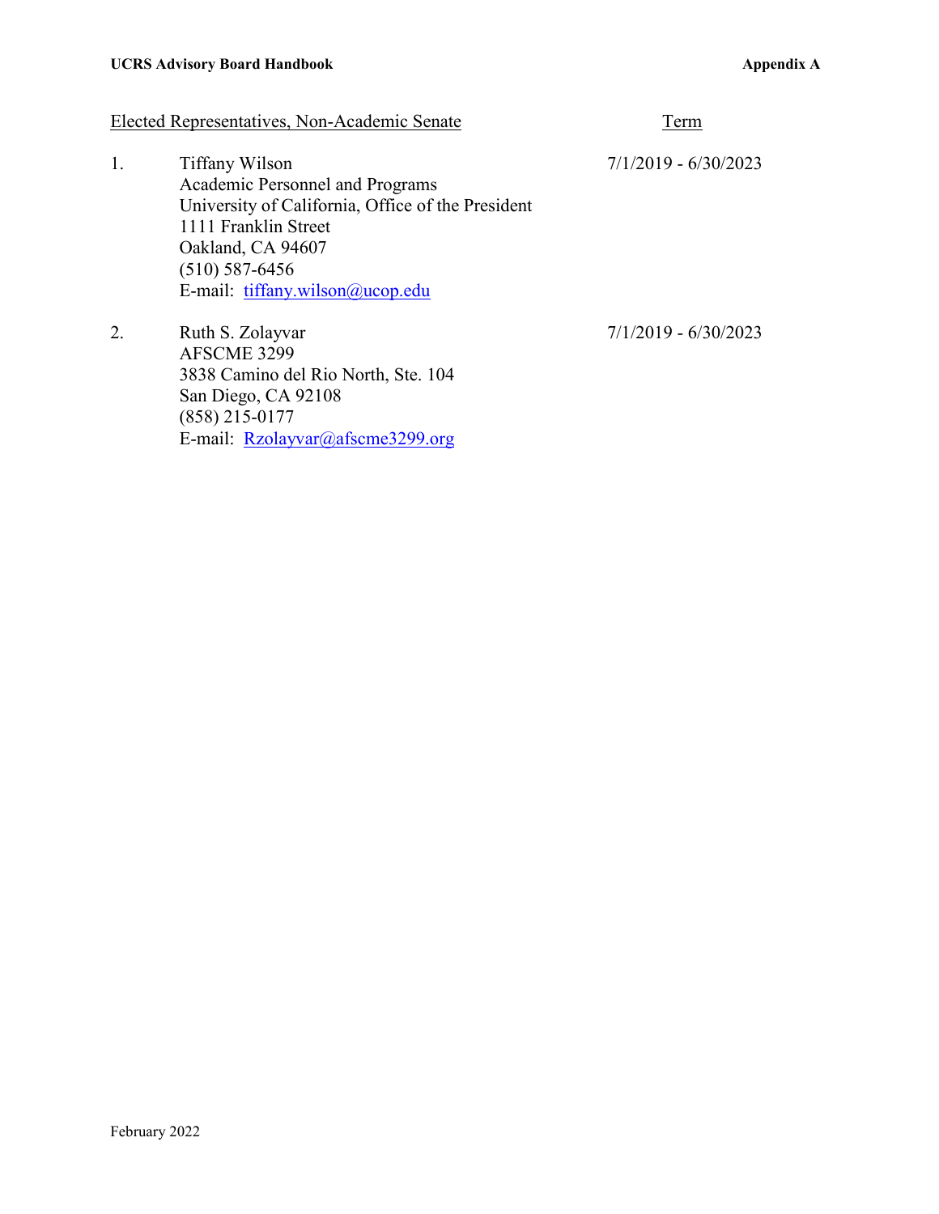| Elected Representatives, Non-Academic Senate | | Term |
|---|---|---|
| 1. | Tiffany Wilson<br>Academic Personnel and Programs<br>University of California, Office of the President<br>1111 Franklin Street<br>Oakland, CA 94607<br>(510) 587-6456<br>E-mail: tiffany.wilson@ucop.edu | 7/1/2019 - 6/30/2023 |
| 2. | Ruth S. Zolayvar<br>AFSCME 3299<br>3838 Camino del Rio North, Ste. 104<br>San Diego, CA 92108<br>(858) 215-0177<br>E-mail: Rzolayvar@afscme3299.org | 7/1/2019 - 6/30/2023 |